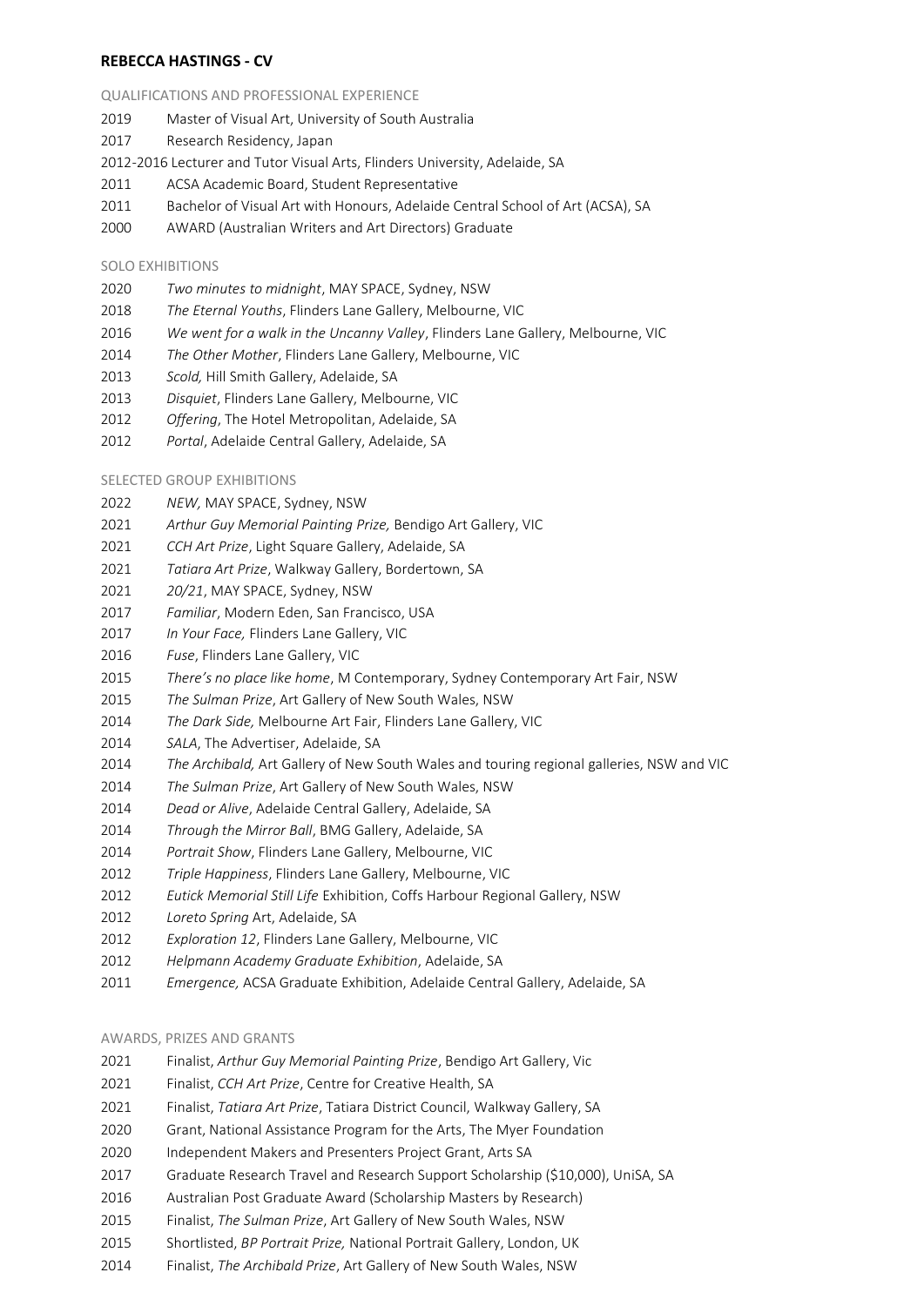# REBECCA HASTINGS - CV

## QUALIFICATIONS AND PROFESSIONAL EXPERIENCE

2019 Master of Visual Art, University of South Australia
2017 Research Residency, Japan
2012-2016 Lecturer and Tutor Visual Arts, Flinders University, Adelaide, SA
2011 ACSA Academic Board, Student Representative
2011 Bachelor of Visual Art with Honours, Adelaide Central School of Art (ACSA), SA
2000 AWARD (Australian Writers and Art Directors) Graduate

## SOLO EXHIBITIONS

2020 *Two minutes to midnight*, MAY SPACE, Sydney, NSW
2018 *The Eternal Youths*, Flinders Lane Gallery, Melbourne, VIC
2016 *We went for a walk in the Uncanny Valley*, Flinders Lane Gallery, Melbourne, VIC
2014 *The Other Mother*, Flinders Lane Gallery, Melbourne, VIC
2013 *Scold,* Hill Smith Gallery, Adelaide, SA
2013 *Disquiet*, Flinders Lane Gallery, Melbourne, VIC
2012 *Offering*, The Hotel Metropolitan, Adelaide, SA
2012 *Portal*, Adelaide Central Gallery, Adelaide, SA

## SELECTED GROUP EXHIBITIONS

2022 *NEW,* MAY SPACE, Sydney, NSW
2021 *Arthur Guy Memorial Painting Prize,* Bendigo Art Gallery, VIC
2021 *CCH Art Prize*, Light Square Gallery, Adelaide, SA
2021 *Tatiara Art Prize*, Walkway Gallery, Bordertown, SA
2021 *20/21*, MAY SPACE, Sydney, NSW
2017 *Familiar*, Modern Eden, San Francisco, USA
2017 *In Your Face,* Flinders Lane Gallery, VIC
2016 *Fuse*, Flinders Lane Gallery, VIC
2015 *There's no place like home*, M Contemporary, Sydney Contemporary Art Fair, NSW
2015 *The Sulman Prize*, Art Gallery of New South Wales, NSW
2014 *The Dark Side,* Melbourne Art Fair, Flinders Lane Gallery, VIC
2014 *SALA*, The Advertiser, Adelaide, SA
2014 *The Archibald,* Art Gallery of New South Wales and touring regional galleries, NSW and VIC
2014 *The Sulman Prize*, Art Gallery of New South Wales, NSW
2014 *Dead or Alive*, Adelaide Central Gallery, Adelaide, SA
2014 *Through the Mirror Ball*, BMG Gallery, Adelaide, SA
2014 *Portrait Show*, Flinders Lane Gallery, Melbourne, VIC
2012 *Triple Happiness*, Flinders Lane Gallery, Melbourne, VIC
2012 *Eutick Memorial Still Life* Exhibition, Coffs Harbour Regional Gallery, NSW
2012 *Loreto Spring* Art, Adelaide, SA
2012 *Exploration 12*, Flinders Lane Gallery, Melbourne, VIC
2012 *Helpmann Academy Graduate Exhibition*, Adelaide, SA
2011 *Emergence,* ACSA Graduate Exhibition, Adelaide Central Gallery, Adelaide, SA

## AWARDS, PRIZES AND GRANTS

2021 Finalist, *Arthur Guy Memorial Painting Prize*, Bendigo Art Gallery, Vic
2021 Finalist, *CCH Art Prize*, Centre for Creative Health, SA
2021 Finalist, *Tatiara Art Prize*, Tatiara District Council, Walkway Gallery, SA
2020 Grant, National Assistance Program for the Arts, The Myer Foundation
2020 Independent Makers and Presenters Project Grant, Arts SA
2017 Graduate Research Travel and Research Support Scholarship ($10,000), UniSA, SA
2016 Australian Post Graduate Award (Scholarship Masters by Research)
2015 Finalist, *The Sulman Prize*, Art Gallery of New South Wales, NSW
2015 Shortlisted, *BP Portrait Prize,* National Portrait Gallery, London, UK
2014 Finalist, *The Archibald Prize*, Art Gallery of New South Wales, NSW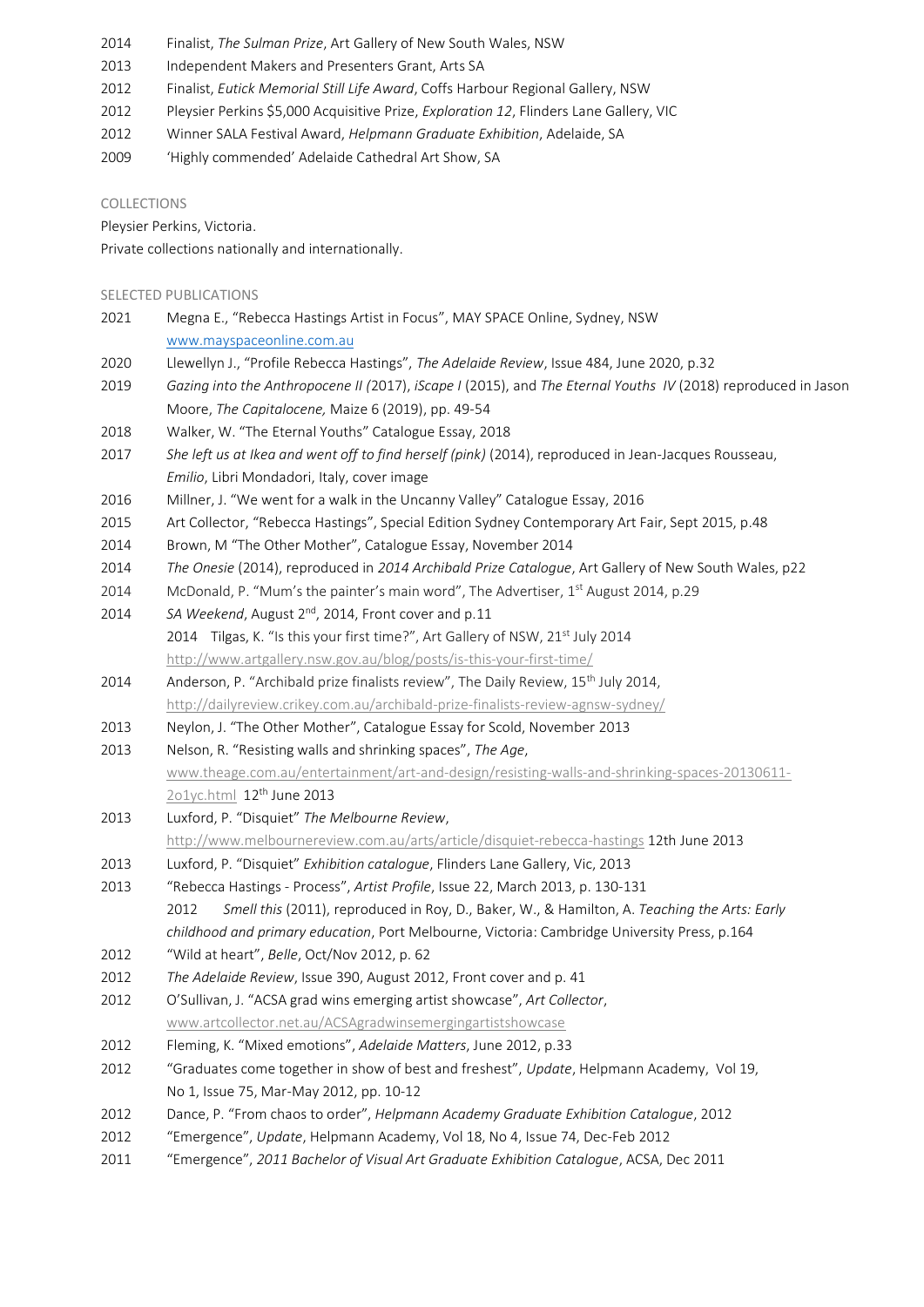| | |
|---|---|
| 2014 | Finalist, *The Sulman Prize*, Art Gallery of New South Wales, NSW |
| 2013 | Independent Makers and Presenters Grant, Arts SA |
| 2012 | Finalist, *Eutick Memorial Still Life Award*, Coffs Harbour Regional Gallery, NSW |
| 2012 | Pleysier Perkins $5,000 Acquisitive Prize, *Exploration 12*, Flinders Lane Gallery, VIC |
| 2012 | Winner SALA Festival Award, *Helpmann Graduate Exhibition*, Adelaide, SA |
| 2009 | 'Highly commended' Adelaide Cathedral Art Show, SA |

COLLECTIONS

Pleysier Perkins, Victoria.

Private collections nationally and internationally.

SELECTED PUBLICATIONS

| | |
|---|---|
| 2021 | Megna E., "Rebecca Hastings Artist in Focus", MAY SPACE Online, Sydney, NSW www.mayspaceonline.com.au |
| 2020 | Llewellyn J., "Profile Rebecca Hastings", *The Adelaide Review*, Issue 484, June 2020, p.32 |
| 2019 | *Gazing into the Anthropocene II (*2017), *iScape I* (2015), and *The Eternal Youths IV* (2018) reproduced in Jason Moore, *The Capitalocene,* Maize 6 (2019), pp. 49-54 |
| 2018 | Walker, W. "The Eternal Youths" Catalogue Essay, 2018 |
| 2017 | *She left us at Ikea and went off to find herself (pink)* (2014), reproduced in Jean-Jacques Rousseau, *Emilio*, Libri Mondadori, Italy, cover image |
| 2016 | Millner, J. "We went for a walk in the Uncanny Valley" Catalogue Essay, 2016 |
| 2015 | Art Collector, "Rebecca Hastings", Special Edition Sydney Contemporary Art Fair, Sept 2015, p.48 |
| 2014 | Brown, M "The Other Mother", Catalogue Essay, November 2014 |
| 2014 | *The Onesie* (2014), reproduced in *2014 Archibald Prize Catalogue*, Art Gallery of New South Wales, p22 |
| 2014 | McDonald, P. "Mum's the painter's main word", The Advertiser, 1st August 2014, p.29 |
| 2014 | *SA Weekend*, August 2nd, 2014, Front cover and p.11 |
| 2014 | Tilgas, K. "Is this your first time?", Art Gallery of NSW, 21st July 2014 http://www.artgallery.nsw.gov.au/blog/posts/is-this-your-first-time/ |
| 2014 | Anderson, P. "Archibald prize finalists review", The Daily Review, 15th July 2014, http://dailyreview.crikey.com.au/archibald-prize-finalists-review-agnsw-sydney/ |
| 2013 | Neylon, J. "The Other Mother", Catalogue Essay for Scold, November 2013 |
| 2013 | Nelson, R. "Resisting walls and shrinking spaces", *The Age*, www.theage.com.au/entertainment/art-and-design/resisting-walls-and-shrinking-spaces-20130611-2o1yc.html 12th June 2013 |
| 2013 | Luxford, P. "Disquiet" *The Melbourne Review*, http://www.melbournereview.com.au/arts/article/disquiet-rebecca-hastings 12th June 2013 |
| 2013 | Luxford, P. "Disquiet" *Exhibition catalogue*, Flinders Lane Gallery, Vic, 2013 |
| 2013 | "Rebecca Hastings - Process", *Artist Profile*, Issue 22, March 2013, p. 130-131 |
| 2012 | *Smell this* (2011), reproduced in Roy, D., Baker, W., & Hamilton, A. *Teaching the Arts: Early childhood and primary education*, Port Melbourne, Victoria: Cambridge University Press, p.164 |
| 2012 | "Wild at heart", *Belle*, Oct/Nov 2012, p. 62 |
| 2012 | *The Adelaide Review*, Issue 390, August 2012, Front cover and p. 41 |
| 2012 | O'Sullivan, J. "ACSA grad wins emerging artist showcase", *Art Collector*, www.artcollector.net.au/ACSAgradwinsemergingartistshowcase |
| 2012 | Fleming, K. "Mixed emotions", *Adelaide Matters*, June 2012, p.33 |
| 2012 | "Graduates come together in show of best and freshest", *Update*, Helpmann Academy, Vol 19, No 1, Issue 75, Mar-May 2012, pp. 10-12 |
| 2012 | Dance, P. "From chaos to order", *Helpmann Academy Graduate Exhibition Catalogue*, 2012 |
| 2012 | "Emergence", *Update*, Helpmann Academy, Vol 18, No 4, Issue 74, Dec-Feb 2012 |
| 2011 | "Emergence", *2011 Bachelor of Visual Art Graduate Exhibition Catalogue*, ACSA, Dec 2011 |